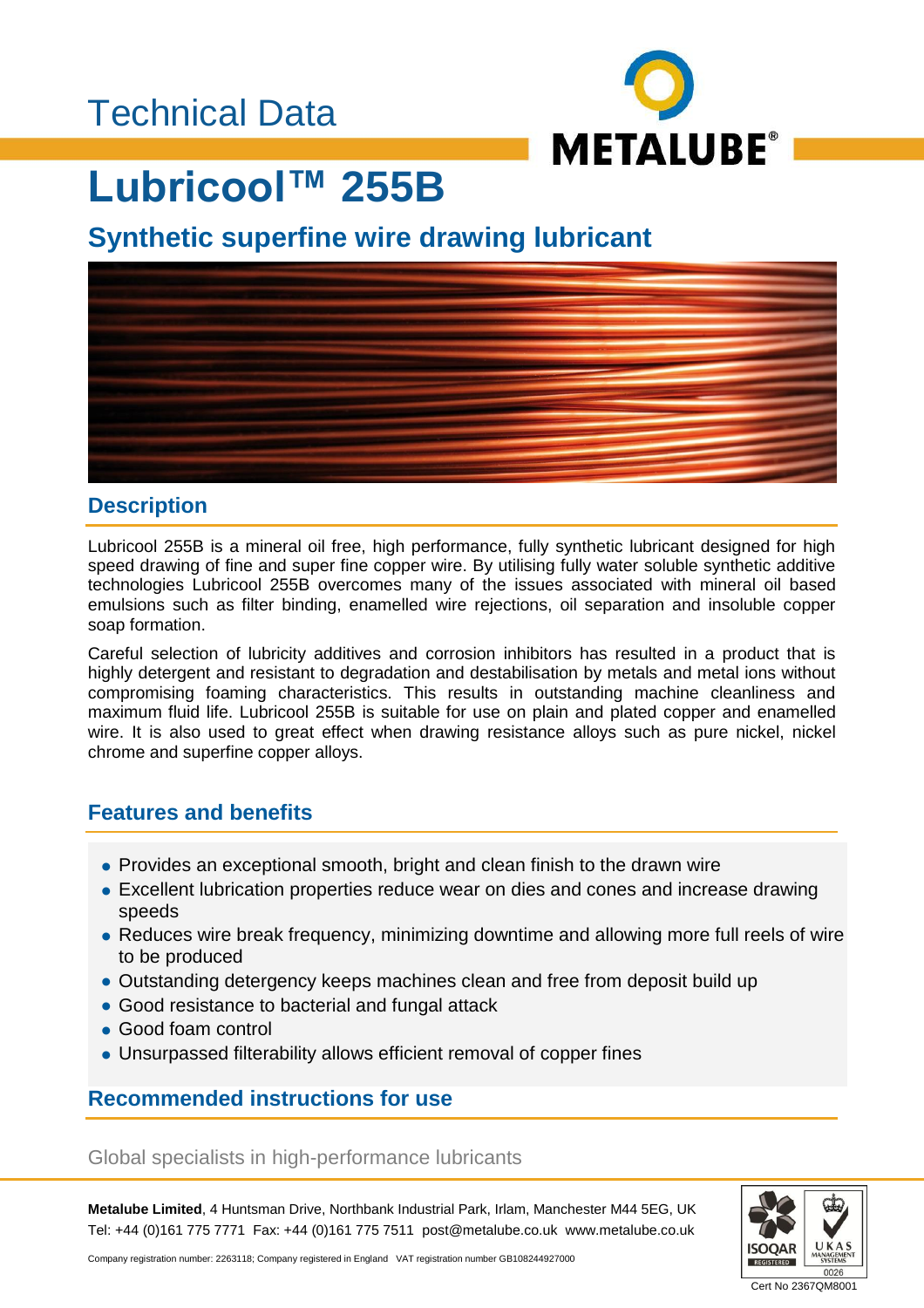Technical Data

# Lubricool™ 255B

## Synthetic superfine wire drawing lubricant

### Description

Lubricool 255B is a mineral oil free, high performance, fully synthetic lubricant designed for high speed drawing of fine and super fine copper wire. By utilising fully water soluble synthetic additive technologies Lubricool 255B overcomes many of the issues associated with mineral oil based emulsions such as filter binding, enamelled wire rejections, oil separation and insoluble copper soap formation.

Careful selection of lubricity additives and corrosion inhibitors has resulted in a product that is highly detergent and resistant to degradation and destabilisation by metals and metal ions without compromising foaming characteristics. This results in outstanding machine cleanliness and maximum fluid life. Lubricool 255B is suitable for use on plain and plated copper and enamelled wire. It is also used to great effect when drawing resistance alloys such as pure nickel, nickel chrome and superfine copper alloys.

### Features and benefits

- Provides an exceptional smooth, bright and clean finish to the drawn wire
- Excellent lubrication properties reduce wear on dies and cones and increase drawing speeds
- Reduces wire break frequency, minimizing downtime and allowing more full reels of wire to be produced
- Outstanding detergency keeps machines clean and free from deposit build up
- Good resistance to bacterial and fungal attack
- Good foam control
- Unsurpassed filterability allows efficient removal of copper fines

### Recommended instructions for use

Global specialists in high-performance lubricants

**Metalube Limited**, 4 Huntsman Drive, Northbank Industrial Park, Irlam, Manchester M44 5EG, UK
Tel: +44 (0)161 775 7771 Fax: +44 (0)161 775 7511 post@metalube.co.uk www.metalube.co.uk

Company registration number: 2263118; Company registered in England VAT registration number GB108244927000

Cert No 2367QM8001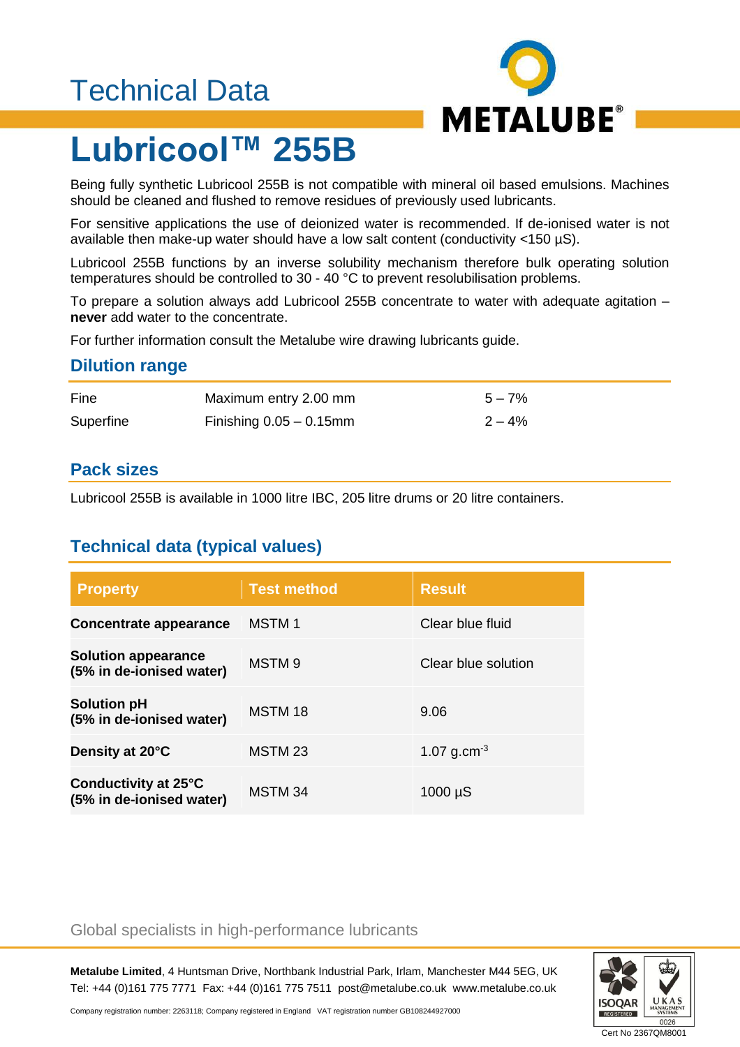Technical Data

# Lubricool™ 255B

Being fully synthetic Lubricool 255B is not compatible with mineral oil based emulsions. Machines should be cleaned and flushed to remove residues of previously used lubricants.

For sensitive applications the use of deionized water is recommended. If de-ionised water is not available then make-up water should have a low salt content (conductivity <150 µS).

Lubricool 255B functions by an inverse solubility mechanism therefore bulk operating solution temperatures should be controlled to 30 - 40 °C to prevent resolubilisation problems.

To prepare a solution always add Lubricool 255B concentrate to water with adequate agitation – **never** add water to the concentrate.

For further information consult the Metalube wire drawing lubricants guide.

## Dilution range

| | | |
|---|---|---|
| Fine | Maximum entry 2.00 mm | 5 – 7% |
| Superfine | Finishing 0.05 – 0.15mm | 2 – 4% |

## Pack sizes

Lubricool 255B is available in 1000 litre IBC, 205 litre drums or 20 litre containers.

## Technical data (typical values)

| Property | Test method | Result |
|---|---|---|
| **Concentrate appearance** | MSTM 1 | Clear blue fluid |
| **Solution appearance (5% in de-ionised water)** | MSTM 9 | Clear blue solution |
| **Solution pH (5% in de-ionised water)** | MSTM 18 | 9.06 |
| **Density at 20°C** | MSTM 23 | 1.07 $g.cm^{-3}$ |
| **Conductivity at 25°C (5% in de-ionised water)** | MSTM 34 | 1000 µS |

Global specialists in high-performance lubricants

**Metalube Limited**, 4 Huntsman Drive, Northbank Industrial Park, Irlam, Manchester M44 5EG, UK
Tel: +44 (0)161 775 7771 Fax: +44 (0)161 775 7511 post@metalube.co.uk www.metalube.co.uk

Company registration number: 2263118; Company registered in England VAT registration number GB108244927000

Cert No 2367QM8001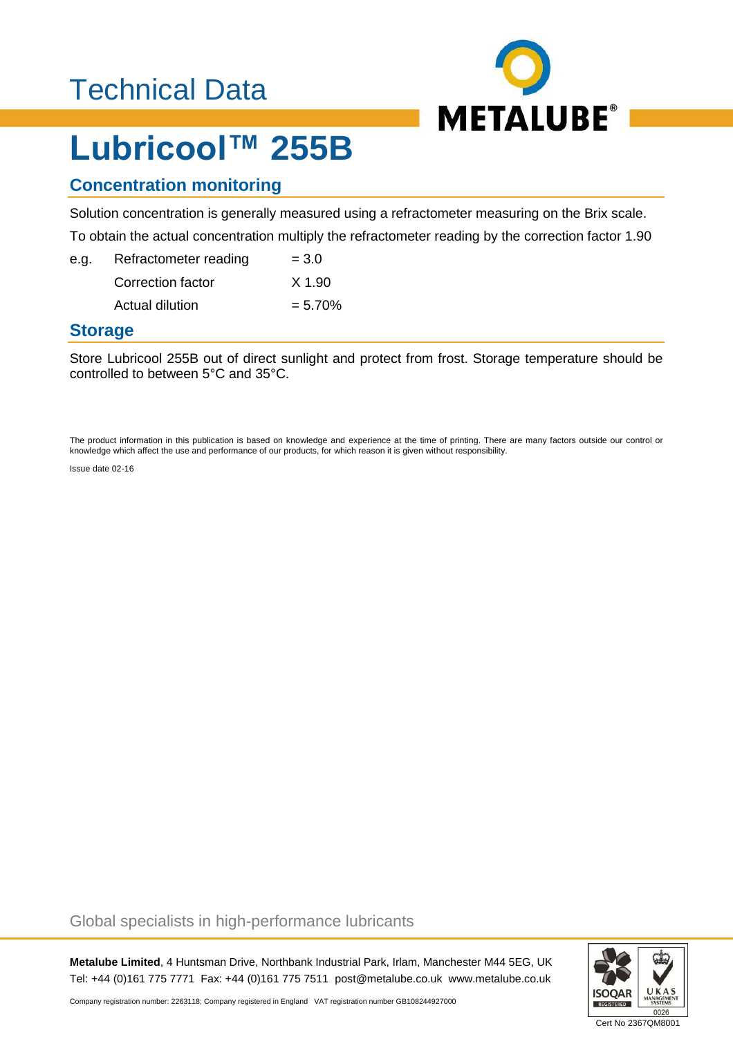Technical Data

# Lubricool™ 255B

## Concentration monitoring

Solution concentration is generally measured using a refractometer measuring on the Brix scale.

To obtain the actual concentration multiply the refractometer reading by the correction factor 1.90

| | | |
|---|---|---|
| e.g. | Refractometer reading | = 3.0 |
| | Correction factor | X 1.90 |
| | Actual dilution | = 5.70% |

## Storage

Store Lubricool 255B out of direct sunlight and protect from frost. Storage temperature should be controlled to between 5°C and 35°C.

The product information in this publication is based on knowledge and experience at the time of printing. There are many factors outside our control or knowledge which affect the use and performance of our products, for which reason it is given without responsibility.

Issue date 02-16

Global specialists in high-performance lubricants

**Metalube Limited**, 4 Huntsman Drive, Northbank Industrial Park, Irlam, Manchester M44 5EG, UK
Tel: +44 (0)161 775 7771 Fax: +44 (0)161 775 7511 post@metalube.co.uk www.metalube.co.uk

Company registration number: 2263118; Company registered in England VAT registration number GB108244927000

Cert No 2367QM8001